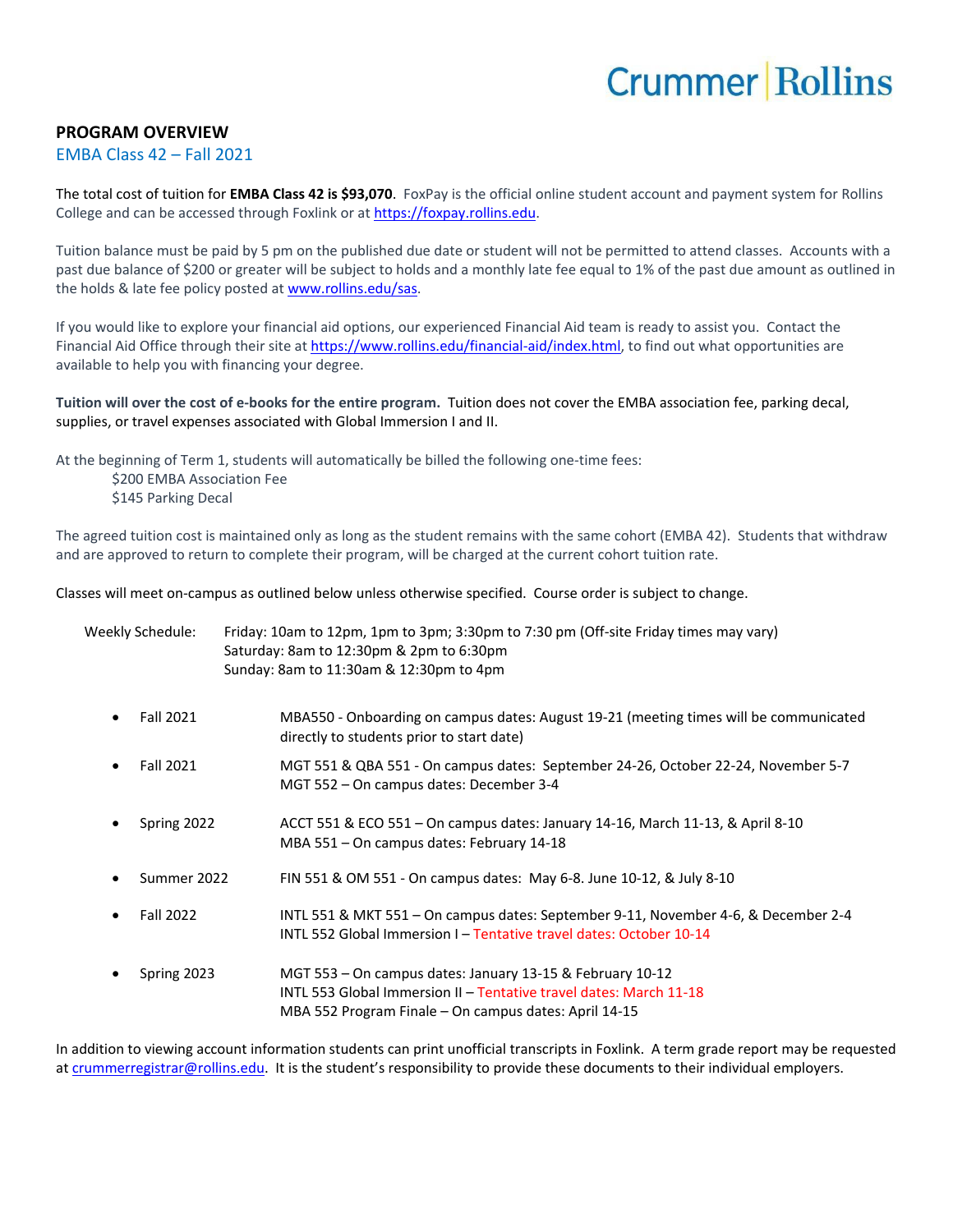Crummer | Rollins

## PROGRAM OVERVIEW

EMBA Class 42 – Fall 2021

The total cost of tuition for **EMBA Class 42 is $93,070**. FoxPay is the official online student account and payment system for Rollins College and can be accessed through Foxlink or at https://foxpay.rollins.edu.

Tuition balance must be paid by 5 pm on the published due date or student will not be permitted to attend classes. Accounts with a past due balance of $200 or greater will be subject to holds and a monthly late fee equal to 1% of the past due amount as outlined in the holds & late fee policy posted at www.rollins.edu/sas.

If you would like to explore your financial aid options, our experienced Financial Aid team is ready to assist you. Contact the Financial Aid Office through their site at https://www.rollins.edu/financial-aid/index.html, to find out what opportunities are available to help you with financing your degree.

**Tuition will over the cost of e-books for the entire program.** Tuition does not cover the EMBA association fee, parking decal, supplies, or travel expenses associated with Global Immersion I and II.

At the beginning of Term 1, students will automatically be billed the following one-time fees:

$200 EMBA Association Fee
$145 Parking Decal

The agreed tuition cost is maintained only as long as the student remains with the same cohort (EMBA 42). Students that withdraw and are approved to return to complete their program, will be charged at the current cohort tuition rate.

Classes will meet on-campus as outlined below unless otherwise specified. Course order is subject to change.

Weekly Schedule: Friday: 10am to 12pm, 1pm to 3pm; 3:30pm to 7:30 pm (Off-site Friday times may vary)
Saturday: 8am to 12:30pm & 2pm to 6:30pm
Sunday: 8am to 11:30am & 12:30pm to 4pm

- Fall 2021 — MBA550 - Onboarding on campus dates: August 19-21 (meeting times will be communicated directly to students prior to start date)
- Fall 2021 — MGT 551 & QBA 551 - On campus dates: September 24-26, October 22-24, November 5-7
  MGT 552 – On campus dates: December 3-4
- Spring 2022 — ACCT 551 & ECO 551 – On campus dates: January 14-16, March 11-13, & April 8-10
  MBA 551 – On campus dates: February 14-18
- Summer 2022 — FIN 551 & OM 551 - On campus dates: May 6-8. June 10-12, & July 8-10
- Fall 2022 — INTL 551 & MKT 551 – On campus dates: September 9-11, November 4-6, & December 2-4
  INTL 552 Global Immersion I – Tentative travel dates: October 10-14
- Spring 2023 — MGT 553 – On campus dates: January 13-15 & February 10-12
  INTL 553 Global Immersion II – Tentative travel dates: March 11-18
  MBA 552 Program Finale – On campus dates: April 14-15

In addition to viewing account information students can print unofficial transcripts in Foxlink. A term grade report may be requested at crummerregistrar@rollins.edu. It is the student's responsibility to provide these documents to their individual employers.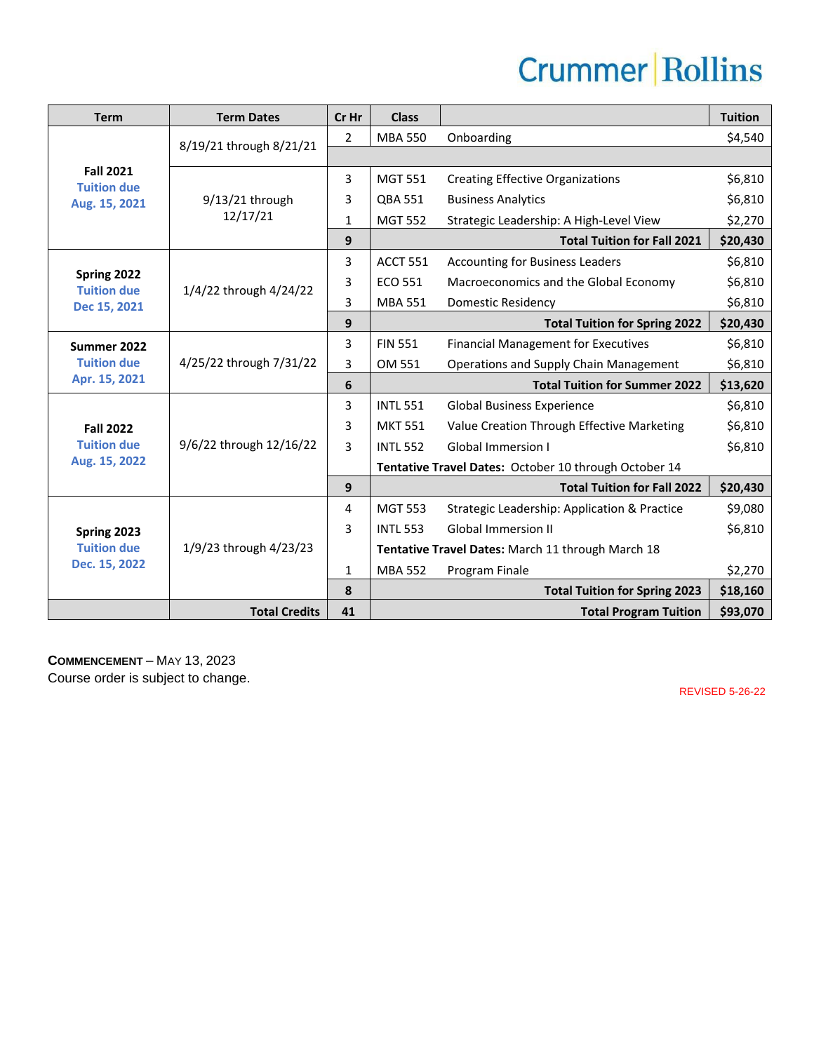Crummer | Rollins

| Term | Term Dates | Cr Hr | Class | | Tuition |
|---|---|---|---|---|---|
| **Fall 2021** Tuition due Aug. 15, 2021 | 8/19/21 through 8/21/21 | 2 | MBA 550 | Onboarding | $4,540 |
| | 9/13/21 through 12/17/21 | 3 | MGT 551 | Creating Effective Organizations | $6,810 |
| | | 3 | QBA 551 | Business Analytics | $6,810 |
| | | 1 | MGT 552 | Strategic Leadership: A High-Level View | $2,270 |
| | | **9** | | **Total Tuition for Fall 2021** | **$20,430** |
| **Spring 2022** Tuition due Dec 15, 2021 | 1/4/22 through 4/24/22 | 3 | ACCT 551 | Accounting for Business Leaders | $6,810 |
| | | 3 | ECO 551 | Macroeconomics and the Global Economy | $6,810 |
| | | 3 | MBA 551 | Domestic Residency | $6,810 |
| | | **9** | | **Total Tuition for Spring 2022** | **$20,430** |
| **Summer 2022** Tuition due Apr. 15, 2021 | 4/25/22 through 7/31/22 | 3 | FIN 551 | Financial Management for Executives | $6,810 |
| | | 3 | OM 551 | Operations and Supply Chain Management | $6,810 |
| | | **6** | | **Total Tuition for Summer 2022** | **$13,620** |
| **Fall 2022** Tuition due Aug. 15, 2022 | 9/6/22 through 12/16/22 | 3 | INTL 551 | Global Business Experience | $6,810 |
| | | 3 | MKT 551 | Value Creation Through Effective Marketing | $6,810 |
| | | 3 | INTL 552 | Global Immersion I | $6,810 |
| | | | **Tentative Travel Dates:** October 10 through October 14 | | |
| | | **9** | | **Total Tuition for Fall 2022** | **$20,430** |
| **Spring 2023** Tuition due Dec. 15, 2022 | 1/9/23 through 4/23/23 | 4 | MGT 553 | Strategic Leadership: Application & Practice | $9,080 |
| | | 3 | INTL 553 | Global Immersion II | $6,810 |
| | | | **Tentative Travel Dates:** March 11 through March 18 | | |
| | | 1 | MBA 552 | Program Finale | $2,270 |
| | | **8** | | **Total Tuition for Spring 2023** | **$18,160** |
| | **Total Credits** | **41** | | **Total Program Tuition** | **$93,070** |

**COMMENCEMENT** – MAY 13, 2023

Course order is subject to change.

REVISED 5-26-22